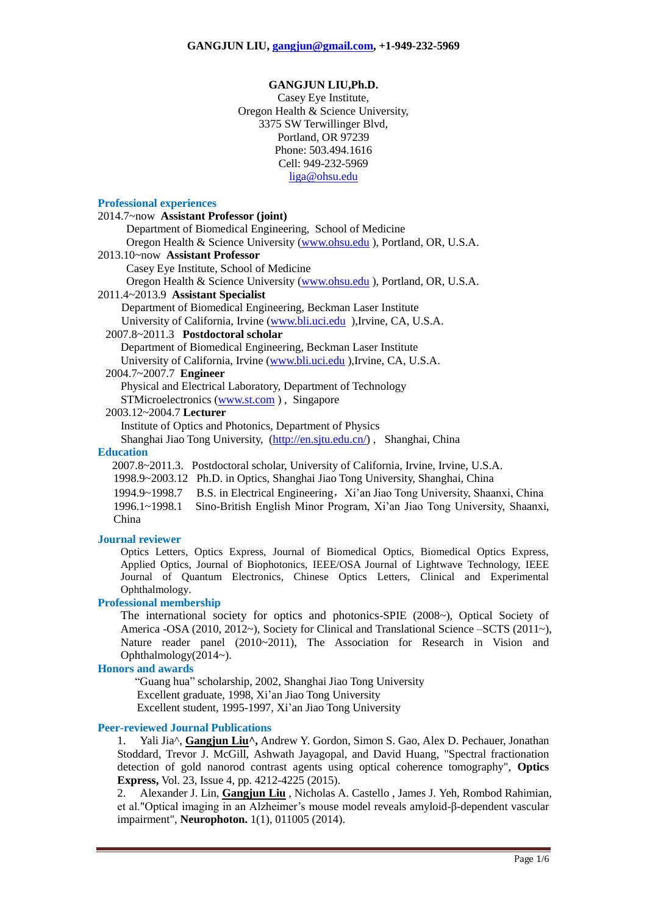**GANGJUN LIU,Ph.D.**
Casey Eye Institute,
Oregon Health & Science University,
3375 SW Terwillinger Blvd,
Portland, OR 97239
Phone: 503.494.1616
Cell: 949-232-5969
liga@ohsu.edu

## Professional experiences

2014.7~now **Assistant Professor (joint)**
Department of Biomedical Engineering, School of Medicine
Oregon Health & Science University (www.ohsu.edu ), Portland, OR, U.S.A.

2013.10~now **Assistant Professor**
Casey Eye Institute, School of Medicine
Oregon Health & Science University (www.ohsu.edu ), Portland, OR, U.S.A.

2011.4~2013.9 **Assistant Specialist**
Department of Biomedical Engineering, Beckman Laser Institute
University of California, Irvine (www.bli.uci.edu ),Irvine, CA, U.S.A.

2007.8~2011.3 **Postdoctoral scholar**
Department of Biomedical Engineering, Beckman Laser Institute
University of California, Irvine (www.bli.uci.edu ),Irvine, CA, U.S.A.

2004.7~2007.7 **Engineer**
Physical and Electrical Laboratory, Department of Technology
STMicroelectronics (www.st.com ) , Singapore

2003.12~2004.7 **Lecturer**
Institute of Optics and Photonics, Department of Physics
Shanghai Jiao Tong University, (http://en.sjtu.edu.cn/) , Shanghai, China

## Education

2007.8~2011.3. Postdoctoral scholar, University of California, Irvine, Irvine, U.S.A.
1998.9~2003.12 Ph.D. in Optics, Shanghai Jiao Tong University, Shanghai, China
1994.9~1998.7 B.S. in Electrical Engineering，Xi'an Jiao Tong University, Shaanxi, China
1996.1~1998.1 Sino-British English Minor Program, Xi'an Jiao Tong University, Shaanxi, China

## Journal reviewer

Optics Letters, Optics Express, Journal of Biomedical Optics, Biomedical Optics Express, Applied Optics, Journal of Biophotonics, IEEE/OSA Journal of Lightwave Technology, IEEE Journal of Quantum Electronics, Chinese Optics Letters, Clinical and Experimental Ophthalmology.

## Professional membership

The international society for optics and photonics-SPIE (2008~), Optical Society of America -OSA (2010, 2012~), Society for Clinical and Translational Science –SCTS (2011~), Nature reader panel (2010~2011), The Association for Research in Vision and Ophthalmology(2014~).

## Honors and awards

"Guang hua" scholarship, 2002, Shanghai Jiao Tong University
Excellent graduate, 1998, Xi'an Jiao Tong University
Excellent student, 1995-1997, Xi'an Jiao Tong University

## Peer-reviewed Journal Publications

1. Yali Jia^, **Gangjun Liu^,** Andrew Y. Gordon, Simon S. Gao, Alex D. Pechauer, Jonathan Stoddard, Trevor J. McGill, Ashwath Jayagopal, and David Huang, "Spectral fractionation detection of gold nanorod contrast agents using optical coherence tomography", **Optics Express,** Vol. 23, Issue 4, pp. 4212-4225 (2015).
2. Alexander J. Lin, **Gangjun Liu** , Nicholas A. Castello , James J. Yeh, Rombod Rahimian, et al."Optical imaging in an Alzheimer's mouse model reveals amyloid-β-dependent vascular impairment", **Neurophoton.** 1(1), 011005 (2014).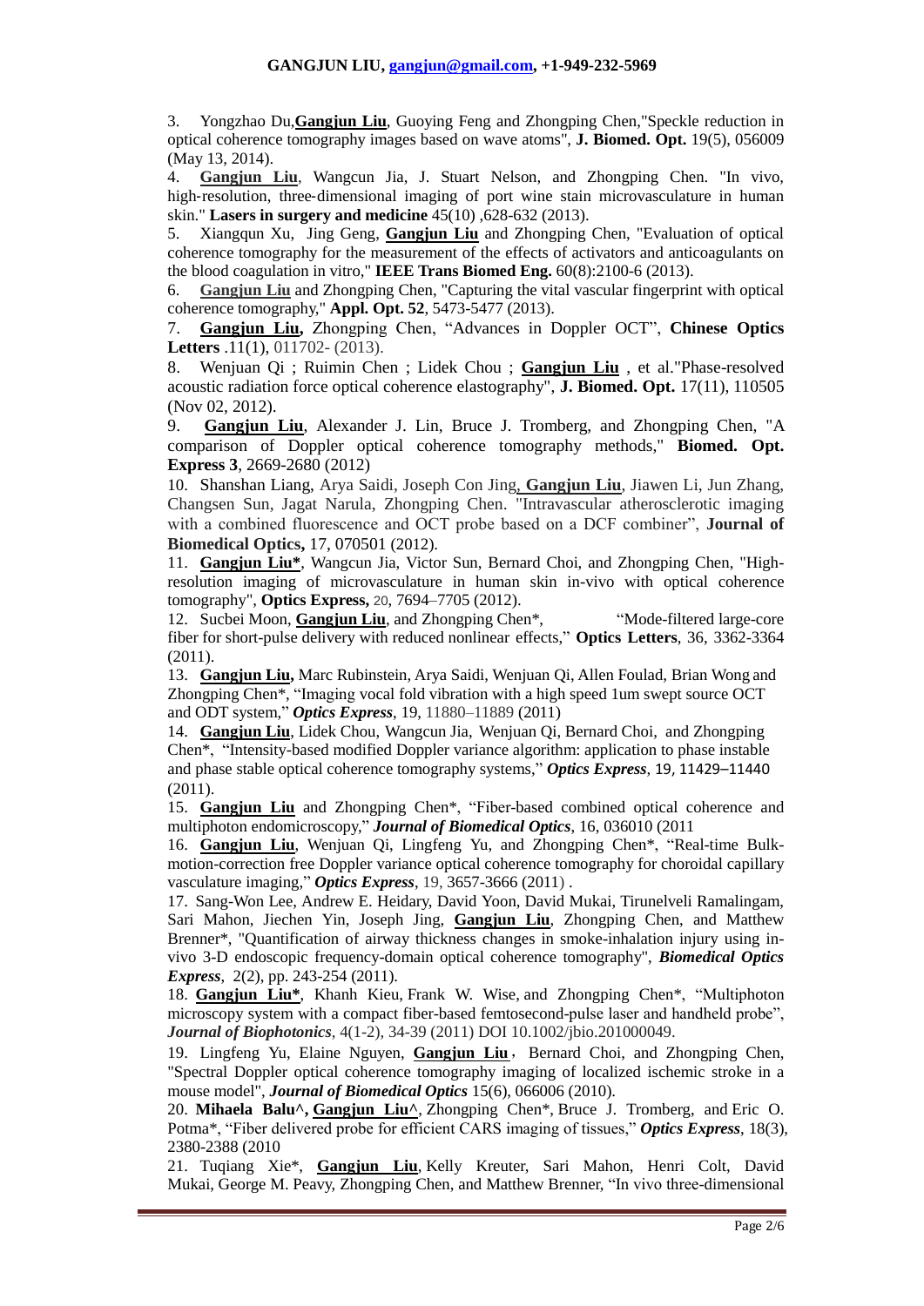3. Yongzhao Du,**Gangjun Liu**, Guoying Feng and Zhongping Chen,"Speckle reduction in optical coherence tomography images based on wave atoms", **J. Biomed. Opt.** 19(5), 056009 (May 13, 2014).

4. **Gangjun Liu**, Wangcun Jia, J. Stuart Nelson, and Zhongping Chen. "In vivo, high-resolution, three-dimensional imaging of port wine stain microvasculature in human skin." **Lasers in surgery and medicine** 45(10) ,628-632 (2013).

5. Xiangqun Xu, Jing Geng, **Gangjun Liu** and Zhongping Chen, "Evaluation of optical coherence tomography for the measurement of the effects of activators and anticoagulants on the blood coagulation in vitro," **IEEE Trans Biomed Eng.** 60(8):2100-6 (2013).

6. **Gangjun Liu** and Zhongping Chen, "Capturing the vital vascular fingerprint with optical coherence tomography," **Appl. Opt. 52**, 5473-5477 (2013).

7. **Gangjun Liu,** Zhongping Chen, "Advances in Doppler OCT", **Chinese Optics Letters** .11(1), 011702- (2013).

8. Wenjuan Qi ; Ruimin Chen ; Lidek Chou ; **Gangjun Liu** , et al."Phase-resolved acoustic radiation force optical coherence elastography", **J. Biomed. Opt.** 17(11), 110505 (Nov 02, 2012).

9. **Gangjun Liu**, Alexander J. Lin, Bruce J. Tromberg, and Zhongping Chen, "A comparison of Doppler optical coherence tomography methods," **Biomed. Opt. Express 3**, 2669-2680 (2012)

10. Shanshan Liang, Arya Saidi, Joseph Con Jing, **Gangjun Liu**, Jiawen Li, Jun Zhang, Changsen Sun, Jagat Narula, Zhongping Chen. "Intravascular atherosclerotic imaging with a combined fluorescence and OCT probe based on a DCF combiner", **Journal of Biomedical Optics,** 17, 070501 (2012).

11. **Gangjun Liu***, Wangcun Jia, Victor Sun, Bernard Choi, and Zhongping Chen, "High-resolution imaging of microvasculature in human skin in-vivo with optical coherence tomography", **Optics Express,** 20, 7694–7705 (2012).

12. Sucbei Moon, **Gangjun Liu**, and Zhongping Chen*, "Mode-filtered large-core fiber for short-pulse delivery with reduced nonlinear effects," **Optics Letters**, 36, 3362-3364 (2011).

13. **Gangjun Liu,** Marc Rubinstein, Arya Saidi, Wenjuan Qi, Allen Foulad, Brian Wong and Zhongping Chen*, "Imaging vocal fold vibration with a high speed 1um swept source OCT and ODT system," ***Optics Express***, 19, 11880–11889 (2011)

14. **Gangjun Liu**, Lidek Chou, Wangcun Jia, Wenjuan Qi, Bernard Choi, and Zhongping Chen*, "Intensity-based modified Doppler variance algorithm: application to phase instable and phase stable optical coherence tomography systems," ***Optics Express***, 19, 11429–11440 (2011).

15. **Gangjun Liu** and Zhongping Chen*, "Fiber-based combined optical coherence and multiphoton endomicroscopy," ***Journal of Biomedical Optics***, 16, 036010 (2011

16. **Gangjun Liu**, Wenjuan Qi, Lingfeng Yu, and Zhongping Chen*, "Real-time Bulk-motion-correction free Doppler variance optical coherence tomography for choroidal capillary vasculature imaging," ***Optics Express***, 19, 3657-3666 (2011) .

17. Sang-Won Lee, Andrew E. Heidary, David Yoon, David Mukai, Tirunelveli Ramalingam, Sari Mahon, Jiechen Yin, Joseph Jing, **Gangjun Liu**, Zhongping Chen, and Matthew Brenner*, "Quantification of airway thickness changes in smoke-inhalation injury using in-vivo 3-D endoscopic frequency-domain optical coherence tomography", ***Biomedical Optics Express***, 2(2), pp. 243-254 (2011).

18. **Gangjun Liu***, Khanh Kieu, Frank W. Wise, and Zhongping Chen*, "Multiphoton microscopy system with a compact fiber-based femtosecond-pulse laser and handheld probe", ***Journal of Biophotonics***, 4(1-2), 34-39 (2011) DOI 10.1002/jbio.201000049.

19. Lingfeng Yu, Elaine Nguyen, **Gangjun Liu** , Bernard Choi, and Zhongping Chen, "Spectral Doppler optical coherence tomography imaging of localized ischemic stroke in a mouse model", ***Journal of Biomedical Optics*** 15(6), 066006 (2010).

20. **Mihaela Balu^, Gangjun Liu^**, Zhongping Chen*, Bruce J. Tromberg, and Eric O. Potma*, "Fiber delivered probe for efficient CARS imaging of tissues," ***Optics Express***, 18(3), 2380-2388 (2010

21. Tuqiang Xie*, **Gangjun Liu**, Kelly Kreuter, Sari Mahon, Henri Colt, David Mukai, George M. Peavy, Zhongping Chen, and Matthew Brenner, "In vivo three-dimensional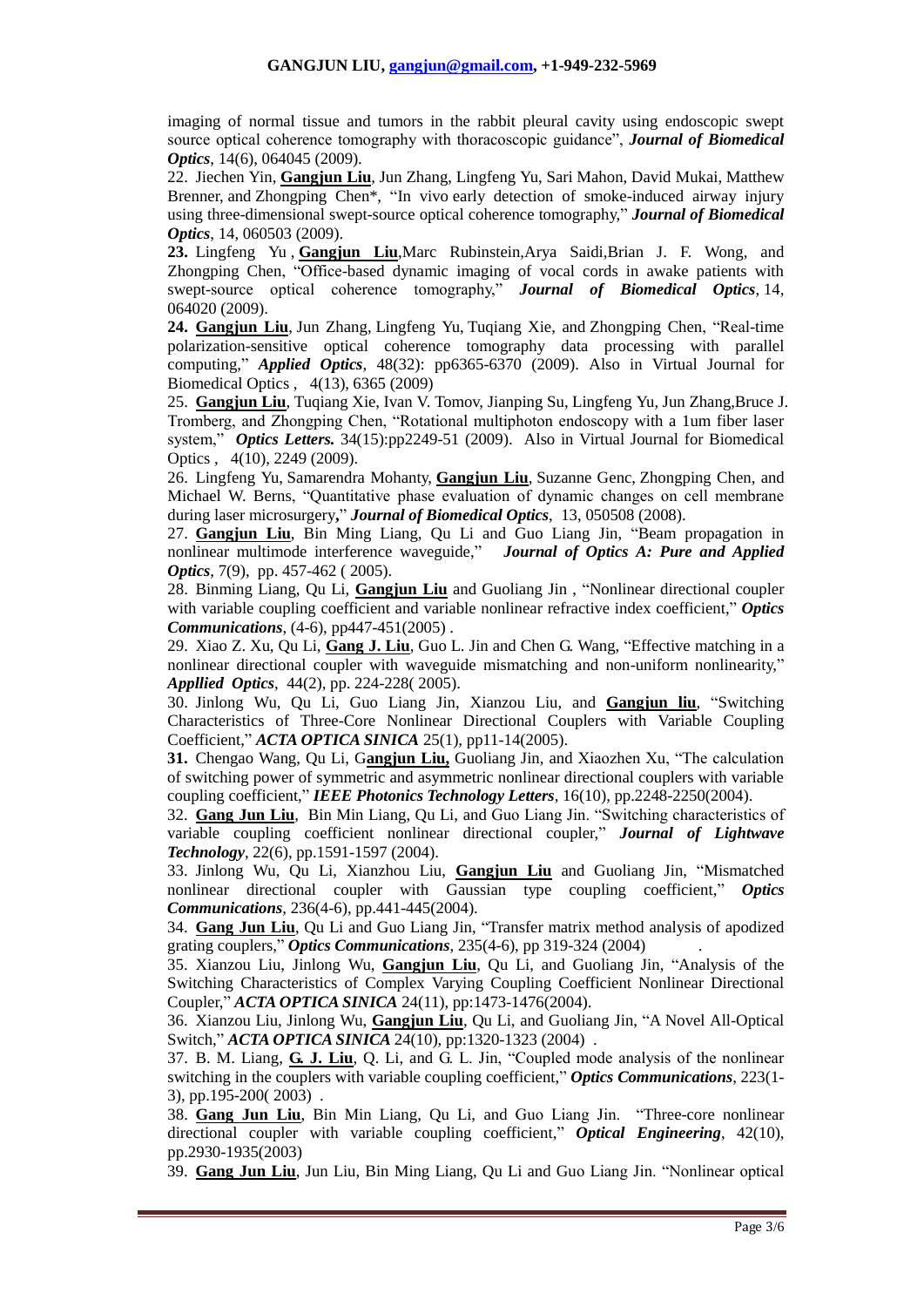imaging of normal tissue and tumors in the rabbit pleural cavity using endoscopic swept source optical coherence tomography with thoracoscopic guidance", ***Journal of Biomedical Optics***, 14(6), 064045 (2009).

22. Jiechen Yin, **Gangjun Liu**, Jun Zhang, Lingfeng Yu, Sari Mahon, David Mukai, Matthew Brenner, and Zhongping Chen*, "In vivo early detection of smoke-induced airway injury using three-dimensional swept-source optical coherence tomography," ***Journal of Biomedical Optics***, 14, 060503 (2009).

**23.** Lingfeng Yu , **Gangjun Liu**,Marc Rubinstein,Arya Saidi,Brian J. F. Wong, and Zhongping Chen, "Office-based dynamic imaging of vocal cords in awake patients with swept-source optical coherence tomography," ***Journal of Biomedical Optics***, 14, 064020 (2009).

**24.** **Gangjun Liu**, Jun Zhang, Lingfeng Yu, Tuqiang Xie, and Zhongping Chen, "Real-time polarization-sensitive optical coherence tomography data processing with parallel computing," ***Applied Optics***, 48(32): pp6365-6370 (2009). Also in Virtual Journal for Biomedical Optics , 4(13), 6365 (2009)

25. **Gangjun Liu**, Tuqiang Xie, Ivan V. Tomov, Jianping Su, Lingfeng Yu, Jun Zhang,Bruce J. Tromberg, and Zhongping Chen, "Rotational multiphoton endoscopy with a 1um fiber laser system," ***Optics Letters.*** 34(15):pp2249-51 (2009). Also in Virtual Journal for Biomedical Optics , 4(10), 2249 (2009).

26. Lingfeng Yu, Samarendra Mohanty, **Gangjun Liu**, Suzanne Genc, Zhongping Chen, and Michael W. Berns, "Quantitative phase evaluation of dynamic changes on cell membrane during laser microsurgery**,**" ***Journal of Biomedical Optics***, 13, 050508 (2008).

27. **Gangjun Liu**, Bin Ming Liang, Qu Li and Guo Liang Jin, "Beam propagation in nonlinear multimode interference waveguide," ***Journal of Optics A: Pure and Applied Optics***, 7(9), pp. 457-462 ( 2005).

28. Binming Liang, Qu Li, **Gangjun Liu** and Guoliang Jin , "Nonlinear directional coupler with variable coupling coefficient and variable nonlinear refractive index coefficient," ***Optics Communications***, (4-6), pp447-451(2005) .

29. Xiao Z. Xu, Qu Li, **Gang J. Liu**, Guo L. Jin and Chen G. Wang, "Effective matching in a nonlinear directional coupler with waveguide mismatching and non-uniform nonlinearity," ***Appllied Optics***, 44(2), pp. 224-228( 2005).

30. Jinlong Wu, Qu Li, Guo Liang Jin, Xianzou Liu, and **Gangjun liu**, "Switching Characteristics of Three-Core Nonlinear Directional Couplers with Variable Coupling Coefficient," ***ACTA OPTICA SINICA*** 25(1), pp11-14(2005).

**31.** Chengao Wang, Qu Li, G**angjun Liu,** Guoliang Jin, and Xiaozhen Xu, "The calculation of switching power of symmetric and asymmetric nonlinear directional couplers with variable coupling coefficient," ***IEEE Photonics Technology Letters***, 16(10), pp.2248-2250(2004).

32. **Gang Jun Liu**, Bin Min Liang, Qu Li, and Guo Liang Jin. "Switching characteristics of variable coupling coefficient nonlinear directional coupler," ***Journal of Lightwave Technology***, 22(6), pp.1591-1597 (2004).

33. Jinlong Wu, Qu Li, Xianzhou Liu, **Gangjun Liu** and Guoliang Jin, "Mismatched nonlinear directional coupler with Gaussian type coupling coefficient," ***Optics Communications***, 236(4-6), pp.441-445(2004).

34. **Gang Jun Liu**, Qu Li and Guo Liang Jin, "Transfer matrix method analysis of apodized grating couplers," ***Optics Communications***, 235(4-6), pp 319-324 (2004) .

35. Xianzou Liu, Jinlong Wu, **Gangjun Liu**, Qu Li, and Guoliang Jin, "Analysis of the Switching Characteristics of Complex Varying Coupling Coefficient Nonlinear Directional Coupler," ***ACTA OPTICA SINICA*** 24(11), pp:1473-1476(2004).

36. Xianzou Liu, Jinlong Wu, **Gangjun Liu**, Qu Li, and Guoliang Jin, "A Novel All-Optical Switch," ***ACTA OPTICA SINICA*** 24(10), pp:1320-1323 (2004) .

37. B. M. Liang, **G. J. Liu**, Q. Li, and G. L. Jin, "Coupled mode analysis of the nonlinear switching in the couplers with variable coupling coefficient," ***Optics Communications***, 223(1-3), pp.195-200( 2003) .

38. **Gang Jun Liu**, Bin Min Liang, Qu Li, and Guo Liang Jin. "Three-core nonlinear directional coupler with variable coupling coefficient," ***Optical Engineering***, 42(10), pp.2930-1935(2003)

39. **Gang Jun Liu**, Jun Liu, Bin Ming Liang, Qu Li and Guo Liang Jin. "Nonlinear optical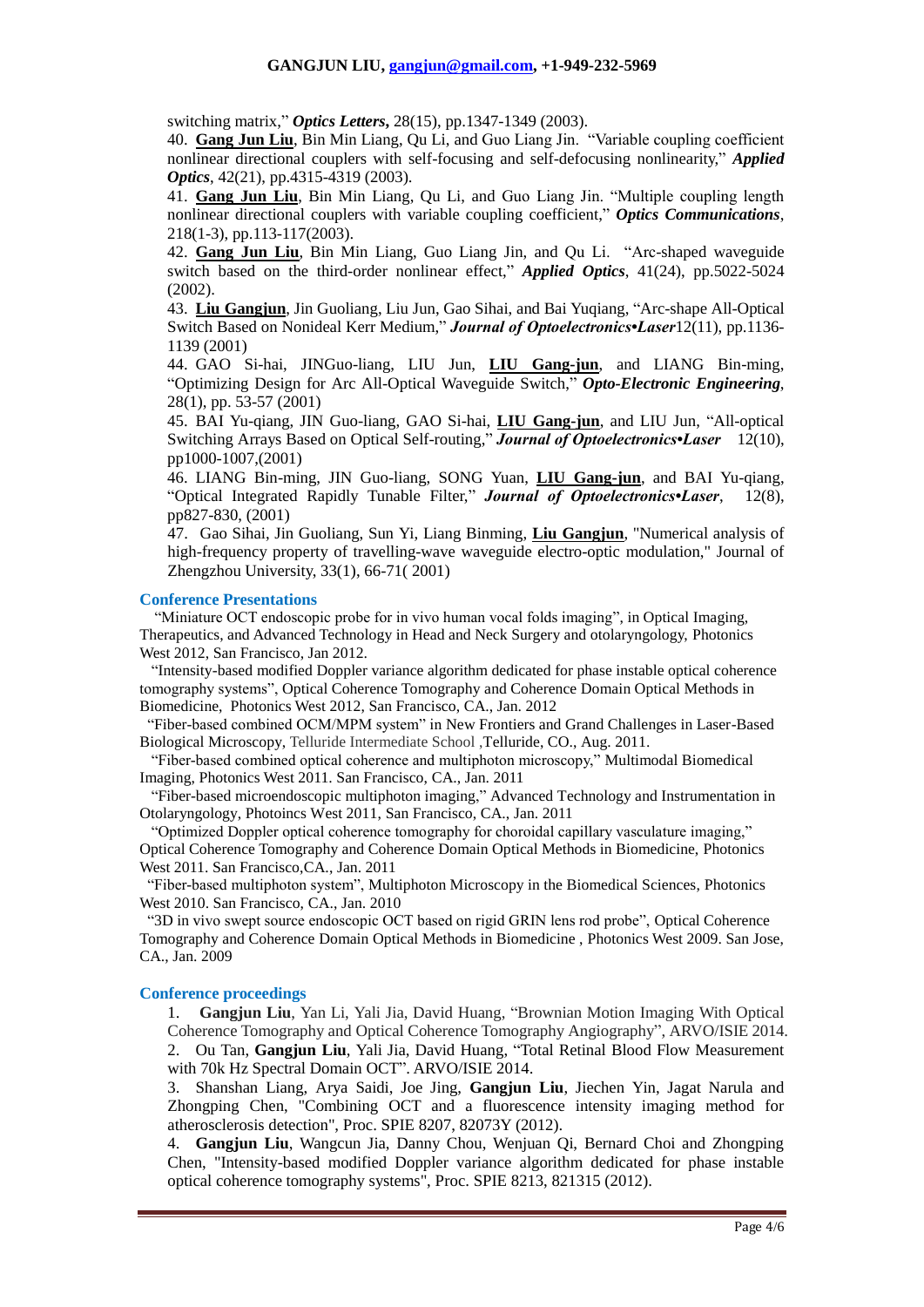switching matrix," ***Optics Letters***, 28(15), pp.1347-1349 (2003).

40. **Gang Jun Liu**, Bin Min Liang, Qu Li, and Guo Liang Jin. "Variable coupling coefficient nonlinear directional couplers with self-focusing and self-defocusing nonlinearity," ***Applied Optics***, 42(21), pp.4315-4319 (2003).

41. **Gang Jun Liu**, Bin Min Liang, Qu Li, and Guo Liang Jin. "Multiple coupling length nonlinear directional couplers with variable coupling coefficient," ***Optics Communications***, 218(1-3), pp.113-117(2003).

42. **Gang Jun Liu**, Bin Min Liang, Guo Liang Jin, and Qu Li. "Arc-shaped waveguide switch based on the third-order nonlinear effect," ***Applied Optics***, 41(24), pp.5022-5024 (2002).

43. **Liu Gangjun**, Jin Guoliang, Liu Jun, Gao Sihai, and Bai Yuqiang, "Arc-shape All-Optical Switch Based on Nonideal Kerr Medium," ***Journal of Optoelectronics•Laser***12(11), pp.1136-1139 (2001)

44. GAO Si-hai, JINGuo-liang, LIU Jun, **LIU Gang-jun**, and LIANG Bin-ming, "Optimizing Design for Arc All-Optical Waveguide Switch," ***Opto-Electronic Engineering***, 28(1), pp. 53-57 (2001)

45. BAI Yu-qiang, JIN Guo-liang, GAO Si-hai, **LIU Gang-jun**, and LIU Jun, "All-optical Switching Arrays Based on Optical Self-routing," ***Journal of Optoelectronics•Laser*** 12(10), pp1000-1007,(2001)

46. LIANG Bin-ming, JIN Guo-liang, SONG Yuan, **LIU Gang-jun**, and BAI Yu-qiang, "Optical Integrated Rapidly Tunable Filter," ***Journal of Optoelectronics•Laser***, 12(8), pp827-830, (2001)

47. Gao Sihai, Jin Guoliang, Sun Yi, Liang Binming, **Liu Gangjun**, "Numerical analysis of high-frequency property of travelling-wave waveguide electro-optic modulation," Journal of Zhengzhou University, 33(1), 66-71( 2001)

## Conference Presentations

"Miniature OCT endoscopic probe for in vivo human vocal folds imaging", in Optical Imaging, Therapeutics, and Advanced Technology in Head and Neck Surgery and otolaryngology, Photonics West 2012, San Francisco, Jan 2012.

"Intensity-based modified Doppler variance algorithm dedicated for phase instable optical coherence tomography systems", Optical Coherence Tomography and Coherence Domain Optical Methods in Biomedicine, Photonics West 2012, San Francisco, CA., Jan. 2012

"Fiber-based combined OCM/MPM system" in New Frontiers and Grand Challenges in Laser-Based Biological Microscopy, Telluride Intermediate School ,Telluride, CO., Aug. 2011.

"Fiber-based combined optical coherence and multiphoton microscopy," Multimodal Biomedical Imaging, Photonics West 2011. San Francisco, CA., Jan. 2011

"Fiber-based microendoscopic multiphoton imaging," Advanced Technology and Instrumentation in Otolaryngology, Photoincs West 2011, San Francisco, CA., Jan. 2011

"Optimized Doppler optical coherence tomography for choroidal capillary vasculature imaging," Optical Coherence Tomography and Coherence Domain Optical Methods in Biomedicine, Photonics West 2011. San Francisco,CA., Jan. 2011

"Fiber-based multiphoton system", Multiphoton Microscopy in the Biomedical Sciences, Photonics West 2010. San Francisco, CA., Jan. 2010

"3D in vivo swept source endoscopic OCT based on rigid GRIN lens rod probe", Optical Coherence Tomography and Coherence Domain Optical Methods in Biomedicine , Photonics West 2009. San Jose, CA., Jan. 2009

## Conference proceedings

1. **Gangjun Liu**, Yan Li, Yali Jia, David Huang, "Brownian Motion Imaging With Optical Coherence Tomography and Optical Coherence Tomography Angiography", ARVO/ISIE 2014.
2. Ou Tan, **Gangjun Liu**, Yali Jia, David Huang, "Total Retinal Blood Flow Measurement with 70k Hz Spectral Domain OCT". ARVO/ISIE 2014.
3. Shanshan Liang, Arya Saidi, Joe Jing, **Gangjun Liu**, Jiechen Yin, Jagat Narula and Zhongping Chen, "Combining OCT and a fluorescence intensity imaging method for atherosclerosis detection", Proc. SPIE 8207, 82073Y (2012).
4. **Gangjun Liu**, Wangcun Jia, Danny Chou, Wenjuan Qi, Bernard Choi and Zhongping Chen, "Intensity-based modified Doppler variance algorithm dedicated for phase instable optical coherence tomography systems", Proc. SPIE 8213, 821315 (2012).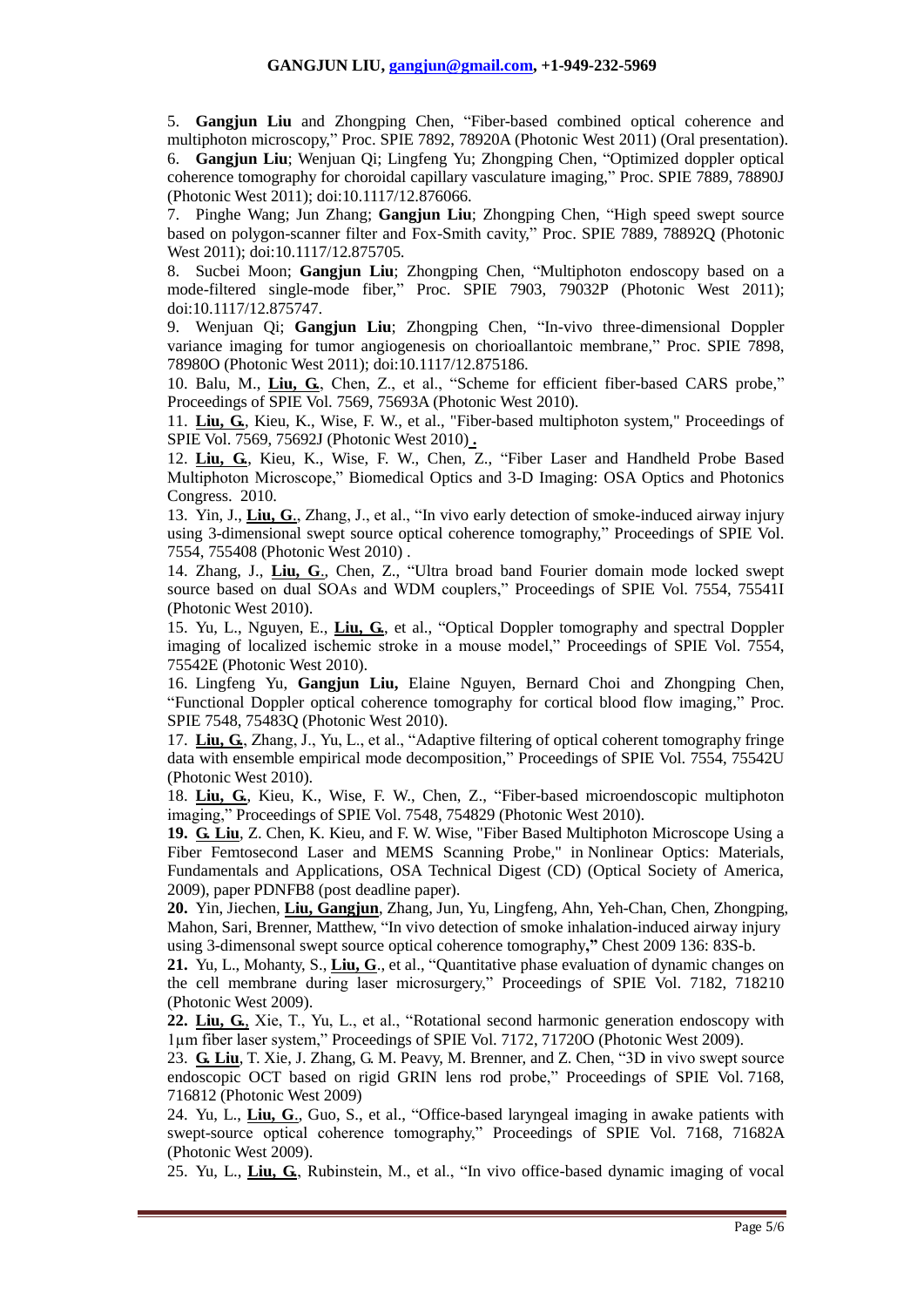5. **Gangjun Liu** and Zhongping Chen, "Fiber-based combined optical coherence and multiphoton microscopy," Proc. SPIE 7892, 78920A (Photonic West 2011) (Oral presentation).

6. **Gangjun Liu**; Wenjuan Qi; Lingfeng Yu; Zhongping Chen, "Optimized doppler optical coherence tomography for choroidal capillary vasculature imaging," Proc. SPIE 7889, 78890J (Photonic West 2011); doi:10.1117/12.876066.

7. Pinghe Wang; Jun Zhang; **Gangjun Liu**; Zhongping Chen, "High speed swept source based on polygon-scanner filter and Fox-Smith cavity," Proc. SPIE 7889, 78892Q (Photonic West 2011); doi:10.1117/12.875705.

8. Sucbei Moon; **Gangjun Liu**; Zhongping Chen, "Multiphoton endoscopy based on a mode-filtered single-mode fiber," Proc. SPIE 7903, 79032P (Photonic West 2011); doi:10.1117/12.875747.

9. Wenjuan Qi; **Gangjun Liu**; Zhongping Chen, "In-vivo three-dimensional Doppler variance imaging for tumor angiogenesis on chorioallantoic membrane," Proc. SPIE 7898, 78980O (Photonic West 2011); doi:10.1117/12.875186.

10. Balu, M., **Liu, G.**, Chen, Z., et al., "Scheme for efficient fiber-based CARS probe," Proceedings of SPIE Vol. 7569, 75693A (Photonic West 2010).

11. **Liu, G.**, Kieu, K., Wise, F. W., et al., "Fiber-based multiphoton system," Proceedings of SPIE Vol. 7569, 75692J (Photonic West 2010).

12. **Liu, G.**, Kieu, K., Wise, F. W., Chen, Z., "Fiber Laser and Handheld Probe Based Multiphoton Microscope," Biomedical Optics and 3-D Imaging: OSA Optics and Photonics Congress. 2010.

13. Yin, J., **Liu, G.**, Zhang, J., et al., "In vivo early detection of smoke-induced airway injury using 3-dimensional swept source optical coherence tomography," Proceedings of SPIE Vol. 7554, 755408 (Photonic West 2010) .

14. Zhang, J., **Liu, G.**, Chen, Z., "Ultra broad band Fourier domain mode locked swept source based on dual SOAs and WDM couplers," Proceedings of SPIE Vol. 7554, 75541I (Photonic West 2010).

15. Yu, L., Nguyen, E., **Liu, G.**, et al., "Optical Doppler tomography and spectral Doppler imaging of localized ischemic stroke in a mouse model," Proceedings of SPIE Vol. 7554, 75542E (Photonic West 2010).

16. Lingfeng Yu, **Gangjun Liu,** Elaine Nguyen, Bernard Choi and Zhongping Chen, "Functional Doppler optical coherence tomography for cortical blood flow imaging," Proc. SPIE 7548, 75483Q (Photonic West 2010).

17. **Liu, G.**, Zhang, J., Yu, L., et al., "Adaptive filtering of optical coherent tomography fringe data with ensemble empirical mode decomposition," Proceedings of SPIE Vol. 7554, 75542U (Photonic West 2010).

18. **Liu, G.**, Kieu, K., Wise, F. W., Chen, Z., "Fiber-based microendoscopic multiphoton imaging," Proceedings of SPIE Vol. 7548, 754829 (Photonic West 2010).

**19.** **G. Liu**, Z. Chen, K. Kieu, and F. W. Wise, "Fiber Based Multiphoton Microscope Using a Fiber Femtosecond Laser and MEMS Scanning Probe," in Nonlinear Optics: Materials, Fundamentals and Applications, OSA Technical Digest (CD) (Optical Society of America, 2009), paper PDNFB8 (post deadline paper).

**20.** Yin, Jiechen, **Liu, Gangjun**, Zhang, Jun, Yu, Lingfeng, Ahn, Yeh-Chan, Chen, Zhongping, Mahon, Sari, Brenner, Matthew, "In vivo detection of smoke inhalation-induced airway injury using 3-dimensonal swept source optical coherence tomography," Chest 2009 136: 83S-b.

**21.** Yu, L., Mohanty, S., **Liu, G**., et al., "Quantitative phase evaluation of dynamic changes on the cell membrane during laser microsurgery," Proceedings of SPIE Vol. 7182, 718210 (Photonic West 2009).

**22.** **Liu, G.**, Xie, T., Yu, L., et al., "Rotational second harmonic generation endoscopy with 1μm fiber laser system," Proceedings of SPIE Vol. 7172, 71720O (Photonic West 2009).

23. **G. Liu**, T. Xie, J. Zhang, G. M. Peavy, M. Brenner, and Z. Chen, "3D in vivo swept source endoscopic OCT based on rigid GRIN lens rod probe," Proceedings of SPIE Vol. 7168, 716812 (Photonic West 2009)

24. Yu, L., **Liu, G**., Guo, S., et al., "Office-based laryngeal imaging in awake patients with swept-source optical coherence tomography," Proceedings of SPIE Vol. 7168, 71682A (Photonic West 2009).

25. Yu, L., **Liu, G.**, Rubinstein, M., et al., "In vivo office-based dynamic imaging of vocal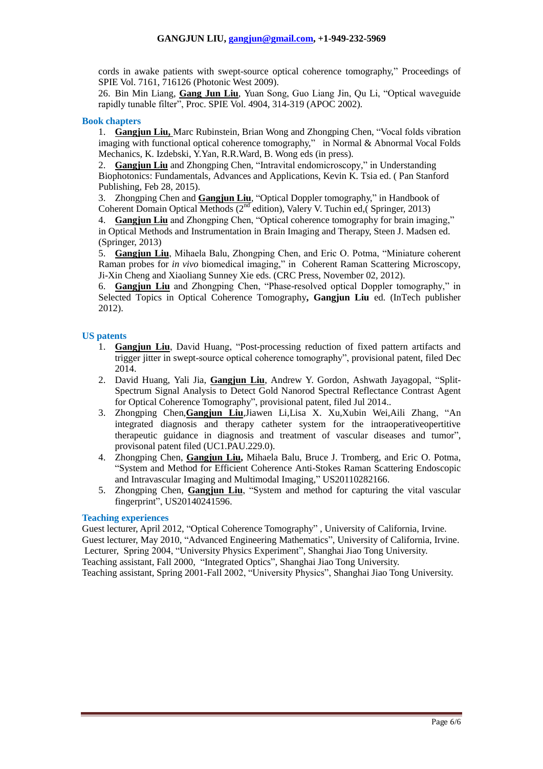cords in awake patients with swept-source optical coherence tomography," Proceedings of SPIE Vol. 7161, 716126 (Photonic West 2009).

26. Bin Min Liang, **Gang Jun Liu**, Yuan Song, Guo Liang Jin, Qu Li, "Optical waveguide rapidly tunable filter", Proc. SPIE Vol. 4904, 314-319 (APOC 2002).

## Book chapters

1. **Gangjun Liu,** Marc Rubinstein, Brian Wong and Zhongping Chen, "Vocal folds vibration imaging with functional optical coherence tomography," in Normal & Abnormal Vocal Folds Mechanics, K. Izdebski, Y.Yan, R.R.Ward, B. Wong eds (in press).
2. **Gangjun Liu** and Zhongping Chen, "Intravital endomicroscopy," in Understanding Biophotonics: Fundamentals, Advances and Applications, Kevin K. Tsia ed. ( Pan Stanford Publishing, Feb 28, 2015).
3. Zhongping Chen and **Gangjun Liu**, "Optical Doppler tomography," in Handbook of Coherent Domain Optical Methods (2nd edition), Valery V. Tuchin ed,( Springer, 2013)
4. **Gangjun Liu** and Zhongping Chen, "Optical coherence tomography for brain imaging," in Optical Methods and Instrumentation in Brain Imaging and Therapy, Steen J. Madsen ed. (Springer, 2013)
5. **Gangjun Liu**, Mihaela Balu, Zhongping Chen, and Eric O. Potma, "Miniature coherent Raman probes for *in vivo* biomedical imaging," in Coherent Raman Scattering Microscopy, Ji-Xin Cheng and Xiaoliang Sunney Xie eds. (CRC Press, November 02, 2012).
6. **Gangjun Liu** and Zhongping Chen, "Phase-resolved optical Doppler tomography," in Selected Topics in Optical Coherence Tomography**, Gangjun Liu** ed. (InTech publisher 2012).

## US patents

1. **Gangjun Liu**, David Huang, "Post-processing reduction of fixed pattern artifacts and trigger jitter in swept-source optical coherence tomography", provisional patent, filed Dec 2014.
2. David Huang, Yali Jia, **Gangjun Liu**, Andrew Y. Gordon, Ashwath Jayagopal, "Split-Spectrum Signal Analysis to Detect Gold Nanorod Spectral Reflectance Contrast Agent for Optical Coherence Tomography", provisional patent, filed Jul 2014..
3. Zhongping Chen,**Gangjun Liu**,Jiawen Li,Lisa X. Xu,Xubin Wei,Aili Zhang, "An integrated diagnosis and therapy catheter system for the intraoperativeopertitive therapeutic guidance in diagnosis and treatment of vascular diseases and tumor", provisonal patent filed (UC1.PAU.229.0).
4. Zhongping Chen, **Gangjun Liu,** Mihaela Balu, Bruce J. Tromberg, and Eric O. Potma, "System and Method for Efficient Coherence Anti-Stokes Raman Scattering Endoscopic and Intravascular Imaging and Multimodal Imaging," US20110282166.
5. Zhongping Chen, **Gangjun Liu**, "System and method for capturing the vital vascular fingerprint", US20140241596.

## Teaching experiences

Guest lecturer, April 2012, "Optical Coherence Tomography" , University of California, Irvine.
Guest lecturer, May 2010, "Advanced Engineering Mathematics", University of California, Irvine.
Lecturer, Spring 2004, "University Physics Experiment", Shanghai Jiao Tong University.
Teaching assistant, Fall 2000, "Integrated Optics", Shanghai Jiao Tong University.
Teaching assistant, Spring 2001-Fall 2002, "University Physics", Shanghai Jiao Tong University.